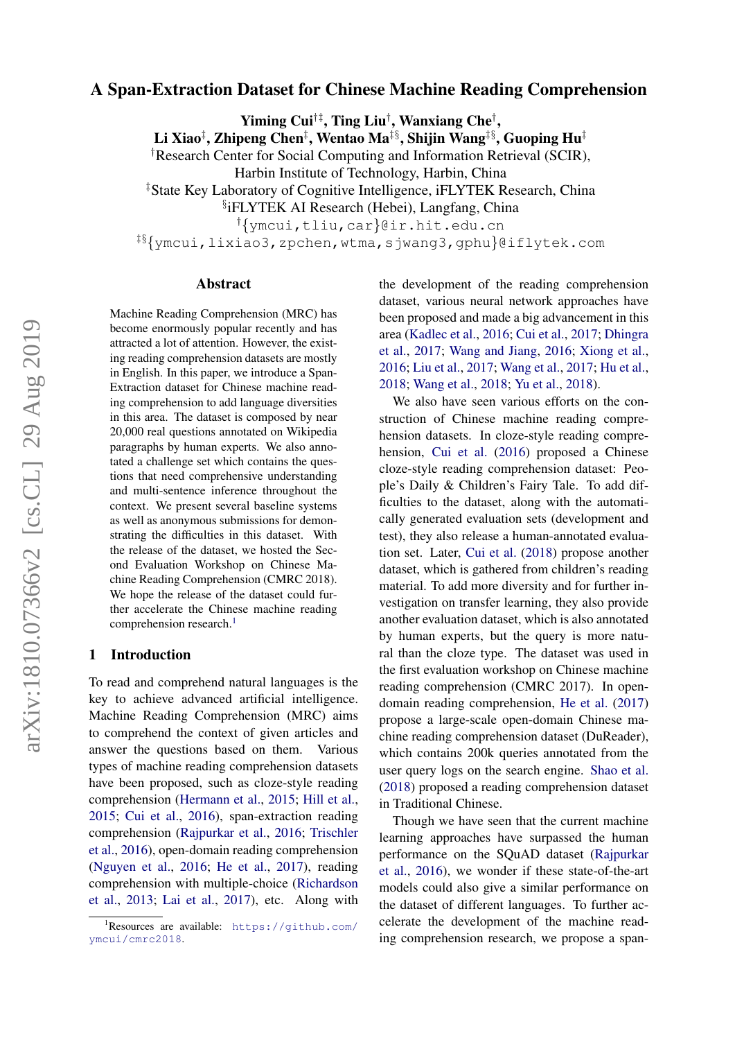# A Span-Extraction Dataset for Chinese Machine Reading Comprehension

**Yiming Cui[†‡], Ting Liu[†], Wanxiang Che[†], Li Xiao[‡], Zhipeng Chen[‡], Wentao Ma[‡§], Shijin Wang[‡§], Guoping Hu[‡]**

[†]Research Center for Social Computing and Information Retrieval (SCIR), Harbin Institute of Technology, Harbin, China

[‡]State Key Laboratory of Cognitive Intelligence, iFLYTEK Research, China

[§]iFLYTEK AI Research (Hebei), Langfang, China

[†]{ymcui,tliu,car}@ir.hit.edu.cn

[‡§]{ymcui,lixiao3,zpchen,wtma,sjwang3,gphu}@iflytek.com

## Abstract

Machine Reading Comprehension (MRC) has become enormously popular recently and has attracted a lot of attention. However, the existing reading comprehension datasets are mostly in English. In this paper, we introduce a Span-Extraction dataset for Chinese machine reading comprehension to add language diversities in this area. The dataset is composed by near 20,000 real questions annotated on Wikipedia paragraphs by human experts. We also annotated a challenge set which contains the questions that need comprehensive understanding and multi-sentence inference throughout the context. We present several baseline systems as well as anonymous submissions for demonstrating the difficulties in this dataset. With the release of the dataset, we hosted the Second Evaluation Workshop on Chinese Machine Reading Comprehension (CMRC 2018). We hope the release of the dataset could further accelerate the Chinese machine reading comprehension research.[1]

## 1 Introduction

To read and comprehend natural languages is the key to achieve advanced artificial intelligence. Machine Reading Comprehension (MRC) aims to comprehend the context of given articles and answer the questions based on them. Various types of machine reading comprehension datasets have been proposed, such as cloze-style reading comprehension (Hermann et al., 2015; Hill et al., 2015; Cui et al., 2016), span-extraction reading comprehension (Rajpurkar et al., 2016; Trischler et al., 2016), open-domain reading comprehension (Nguyen et al., 2016; He et al., 2017), reading comprehension with multiple-choice (Richardson et al., 2013; Lai et al., 2017), etc. Along with the development of the reading comprehension dataset, various neural network approaches have been proposed and made a big advancement in this area (Kadlec et al., 2016; Cui et al., 2017; Dhingra et al., 2017; Wang and Jiang, 2016; Xiong et al., 2016; Liu et al., 2017; Wang et al., 2017; Hu et al., 2018; Wang et al., 2018; Yu et al., 2018).

We also have seen various efforts on the construction of Chinese machine reading comprehension datasets. In cloze-style reading comprehension, Cui et al. (2016) proposed a Chinese cloze-style reading comprehension dataset: People's Daily & Children's Fairy Tale. To add difficulties to the dataset, along with the automatically generated evaluation sets (development and test), they also release a human-annotated evaluation set. Later, Cui et al. (2018) propose another dataset, which is gathered from children's reading material. To add more diversity and for further investigation on transfer learning, they also provide another evaluation dataset, which is also annotated by human experts, but the query is more natural than the cloze type. The dataset was used in the first evaluation workshop on Chinese machine reading comprehension (CMRC 2017). In open-domain reading comprehension, He et al. (2017) propose a large-scale open-domain Chinese machine reading comprehension dataset (DuReader), which contains 200k queries annotated from the user query logs on the search engine. Shao et al. (2018) proposed a reading comprehension dataset in Traditional Chinese.

Though we have seen that the current machine learning approaches have surpassed the human performance on the SQuAD dataset (Rajpurkar et al., 2016), we wonder if these state-of-the-art models could also give a similar performance on the dataset of different languages. To further accelerate the development of the machine reading comprehension research, we propose a span-

[1]Resources are available: https://github.com/ymcui/cmrc2018.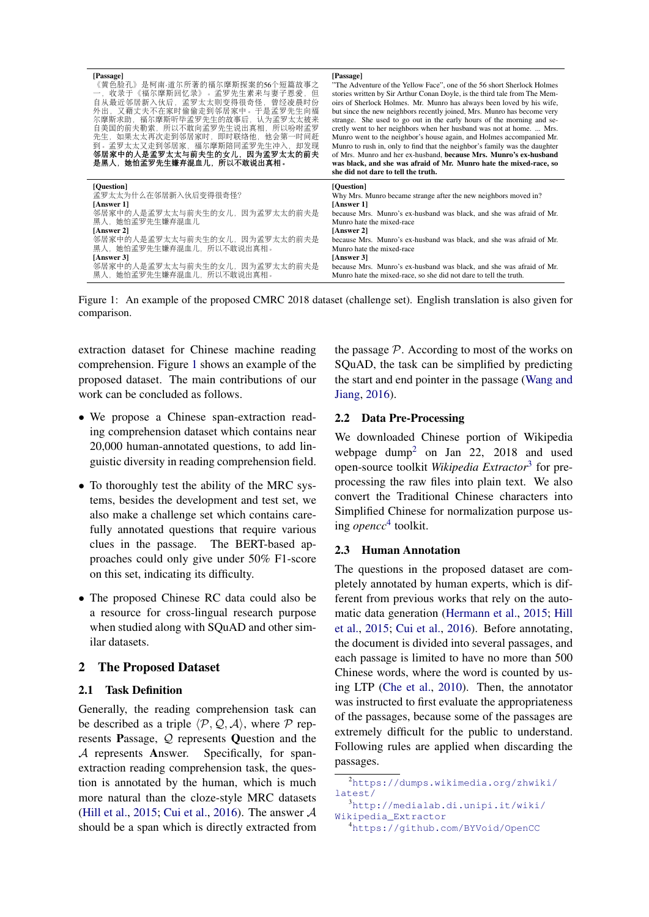| [Passage] | [Passage] |
|---|---|
| 《黄色脸孔》是柯南·道尔所著的福尔摩斯探案的56个短篇故事之一，收录于《福尔摩斯回忆录》。孟罗先生素来与妻子恩爱，但自从最近邻居新入伙后，孟罗太太则变得很奇怪，曾经凌晨时份外出，又藉丈夫不在家时偷偷走到邻居家中。于是孟罗先生向福尔摩斯求助，福尔摩斯听毕孟罗先生的故事后，认为孟罗太太被来自美国的前夫勒索，所以不敢向孟罗先生说出真相，所以吩咐孟罗先生，如果太太再次走到邻居家时，即时联络他，他会第一时间赶到。孟罗太太又走到邻居家，福尔摩斯陪同孟罗先生冲入，却发现**邻居家中的人是孟罗太太与前夫生的女儿，因为孟罗太太的前夫是黑人，她怕孟罗先生嫌弃混血儿，所以不敢说出真相。** | "The Adventure of the Yellow Face", one of the 56 short Sherlock Holmes stories written by Sir Arthur Conan Doyle, is the third tale from The Memoirs of Sherlock Holmes. Mr. Munro has always been loved by his wife, but since the new neighbors recently joined, Mrs. Munro has become very strange. She used to go out in the early hours of the morning and secretly went to her neighbors when her husband was not at home. ... Mrs. Munro went to the neighbor's house again, and Holmes accompanied Mr. Munro to rush in, only to find that the neighbor's family was the daughter of Mrs. Munro and her ex-husband, **because Mrs. Munro's ex-husband was black, and she was afraid of Mr. Munro hate the mixed-race, so she did not dare to tell the truth.** |
| **[Question]** 孟罗太太为什么在邻居新入伙后变得很奇怪? **[Answer 1]** 邻居家中的人是孟罗太太与前夫生的女儿，因为孟罗太太的前夫是黑人，她怕孟罗先生嫌弃混血儿 **[Answer 2]** 邻居家中的人是孟罗太太与前夫生的女儿，因为孟罗太太的前夫是黑人，她怕孟罗先生嫌弃混血儿，所以不敢说出真相。 **[Answer 3]** 邻居家中的人是孟罗太太与前夫生的女儿，因为孟罗太太的前夫是黑人，她怕孟罗先生嫌弃混血儿，所以不敢说出真相。 | **[Question]** Why Mrs. Munro became strange after the new neighbors moved in? **[Answer 1]** because Mrs. Munro's ex-husband was black, and she was afraid of Mr. Munro hate the mixed-race **[Answer 2]** because Mrs. Munro's ex-husband was black, and she was afraid of Mr. Munro hate the mixed-race **[Answer 3]** because Mrs. Munro's ex-husband was black, and she was afraid of Mr. Munro hate the mixed-race, so she did not dare to tell the truth. |

Figure 1: An example of the proposed CMRC 2018 dataset (challenge set). English translation is also given for comparison.

extraction dataset for Chinese machine reading comprehension. Figure 1 shows an example of the proposed dataset. The main contributions of our work can be concluded as follows.

- We propose a Chinese span-extraction reading comprehension dataset which contains near 20,000 human-annotated questions, to add linguistic diversity in reading comprehension field.
- To thoroughly test the ability of the MRC systems, besides the development and test set, we also make a challenge set which contains carefully annotated questions that require various clues in the passage. The BERT-based approaches could only give under 50% F1-score on this set, indicating its difficulty.
- The proposed Chinese RC data could also be a resource for cross-lingual research purpose when studied along with SQuAD and other similar datasets.

## 2 The Proposed Dataset

### 2.1 Task Definition

Generally, the reading comprehension task can be described as a triple $\langle \mathcal{P}, \mathcal{Q}, \mathcal{A} \rangle$, where $\mathcal{P}$ represents **P**assage, $\mathcal{Q}$ represents **Q**uestion and the $\mathcal{A}$ represents **A**nswer. Specifically, for span-extraction reading comprehension task, the question is annotated by the human, which is much more natural than the cloze-style MRC datasets (Hill et al., 2015; Cui et al., 2016). The answer $\mathcal{A}$ should be a span which is directly extracted from the passage $\mathcal{P}$. According to most of the works on SQuAD, the task can be simplified by predicting the start and end pointer in the passage (Wang and Jiang, 2016).

### 2.2 Data Pre-Processing

We downloaded Chinese portion of Wikipedia webpage dump[2] on Jan 22, 2018 and used open-source toolkit *Wikipedia Extractor*[3] for pre-processing the raw files into plain text. We also convert the Traditional Chinese characters into Simplified Chinese for normalization purpose using *opencc*[4] toolkit.

### 2.3 Human Annotation

The questions in the proposed dataset are completely annotated by human experts, which is different from previous works that rely on the automatic data generation (Hermann et al., 2015; Hill et al., 2015; Cui et al., 2016). Before annotating, the document is divided into several passages, and each passage is limited to have no more than 500 Chinese words, where the word is counted by using LTP (Che et al., 2010). Then, the annotator was instructed to first evaluate the appropriateness of the passages, because some of the passages are extremely difficult for the public to understand. Following rules are applied when discarding the passages.

[2] https://dumps.wikimedia.org/zhwiki/latest/

[3] http://medialab.di.unipi.it/wiki/Wikipedia_Extractor

[4] https://github.com/BYVoid/OpenCC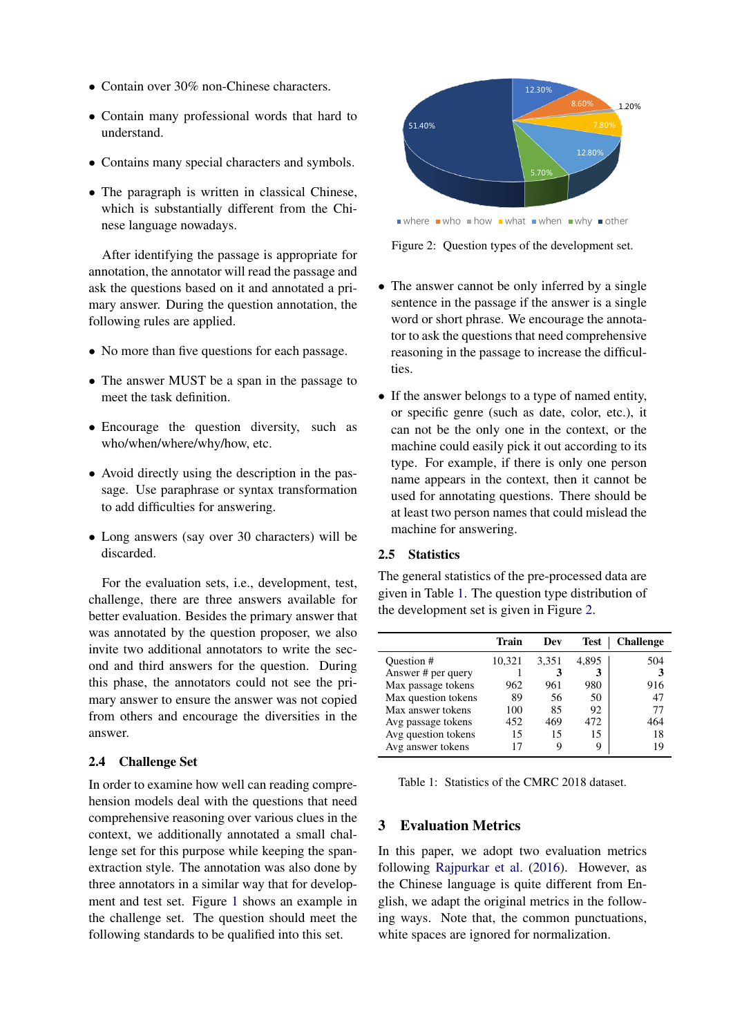- Contain over 30% non-Chinese characters.
- Contain many professional words that hard to understand.
- Contains many special characters and symbols.
- The paragraph is written in classical Chinese, which is substantially different from the Chinese language nowadays.

After identifying the passage is appropriate for annotation, the annotator will read the passage and ask the questions based on it and annotated a primary answer. During the question annotation, the following rules are applied.

- No more than five questions for each passage.
- The answer MUST be a span in the passage to meet the task definition.
- Encourage the question diversity, such as who/when/where/why/how, etc.
- Avoid directly using the description in the passage. Use paraphrase or syntax transformation to add difficulties for answering.
- Long answers (say over 30 characters) will be discarded.

For the evaluation sets, i.e., development, test, challenge, there are three answers available for better evaluation. Besides the primary answer that was annotated by the question proposer, we also invite two additional annotators to write the second and third answers for the question. During this phase, the annotators could not see the primary answer to ensure the answer was not copied from others and encourage the diversities in the answer.

### 2.4 Challenge Set

In order to examine how well can reading comprehension models deal with the questions that need comprehensive reasoning over various clues in the context, we additionally annotated a small challenge set for this purpose while keeping the span-extraction style. The annotation was also done by three annotators in a similar way that for development and test set. Figure 1 shows an example in the challenge set. The question should meet the following standards to be qualified into this set.

Figure 2: Question types of the development set.

- The answer cannot be only inferred by a single sentence in the passage if the answer is a single word or short phrase. We encourage the annotator to ask the questions that need comprehensive reasoning in the passage to increase the difficulties.
- If the answer belongs to a type of named entity, or specific genre (such as date, color, etc.), it can not be the only one in the context, or the machine could easily pick it out according to its type. For example, if there is only one person name appears in the context, then it cannot be used for annotating questions. There should be at least two person names that could mislead the machine for answering.

### 2.5 Statistics

The general statistics of the pre-processed data are given in Table 1. The question type distribution of the development set is given in Figure 2.

| | Train | Dev | Test | Challenge |
|---|---|---|---|---|
| Question # | 10,321 | 3,351 | 4,895 | 504 |
| Answer # per query | 1 | **3** | **3** | **3** |
| Max passage tokens | 962 | 961 | 980 | 916 |
| Max question tokens | 89 | 56 | 50 | 47 |
| Max answer tokens | 100 | 85 | 92 | 77 |
| Avg passage tokens | 452 | 469 | 472 | 464 |
| Avg question tokens | 15 | 15 | 15 | 18 |
| Avg answer tokens | 17 | 9 | 9 | 19 |

Table 1: Statistics of the CMRC 2018 dataset.

## 3 Evaluation Metrics

In this paper, we adopt two evaluation metrics following Rajpurkar et al. (2016). However, as the Chinese language is quite different from English, we adapt the original metrics in the following ways. Note that, the common punctuations, white spaces are ignored for normalization.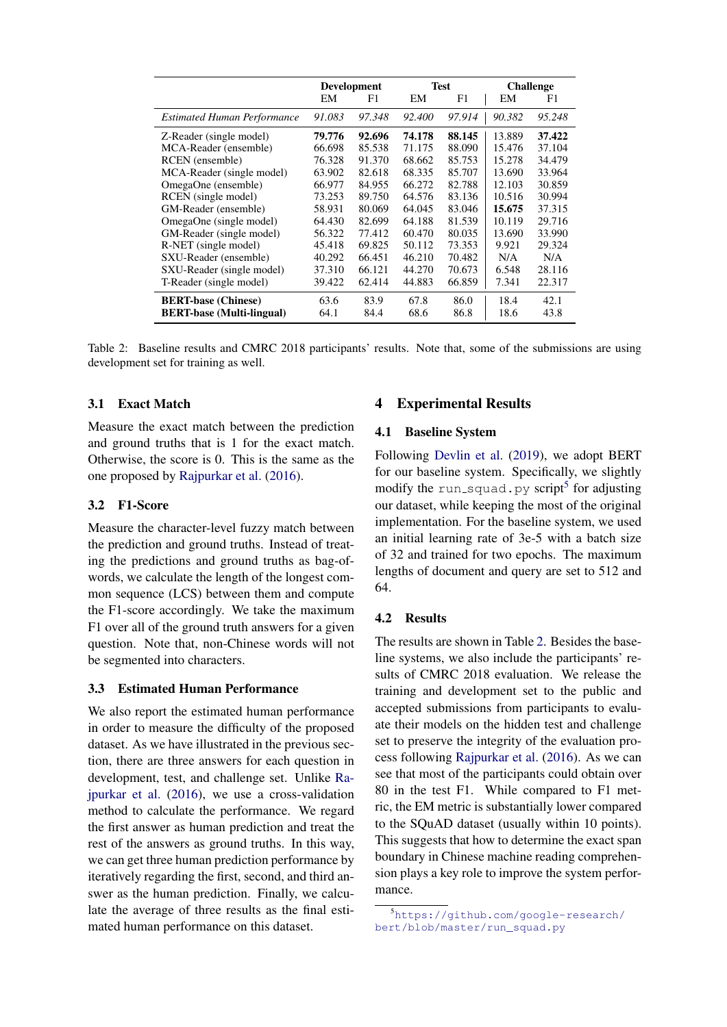|  | Development |  | Test |  | Challenge |  |
|---|---|---|---|---|---|---|
|  | EM | F1 | EM | F1 | EM | F1 |
| *Estimated Human Performance* | *91.083* | *97.348* | *92.400* | *97.914* | *90.382* | *95.248* |
| Z-Reader (single model) | **79.776** | **92.696** | **74.178** | **88.145** | 13.889 | **37.422** |
| MCA-Reader (ensemble) | 66.698 | 85.538 | 71.175 | 88.090 | 15.476 | 37.104 |
| RCEN (ensemble) | 76.328 | 91.370 | 68.662 | 85.753 | 15.278 | 34.479 |
| MCA-Reader (single model) | 63.902 | 82.618 | 68.335 | 85.707 | 13.690 | 33.964 |
| OmegaOne (ensemble) | 66.977 | 84.955 | 66.272 | 82.788 | 12.103 | 30.859 |
| RCEN (single model) | 73.253 | 89.750 | 64.576 | 83.136 | 10.516 | 30.994 |
| GM-Reader (ensemble) | 58.931 | 80.069 | 64.045 | 83.046 | **15.675** | 37.315 |
| OmegaOne (single model) | 64.430 | 82.699 | 64.188 | 81.539 | 10.119 | 29.716 |
| GM-Reader (single model) | 56.322 | 77.412 | 60.470 | 80.035 | 13.690 | 33.990 |
| R-NET (single model) | 45.418 | 69.825 | 50.112 | 73.353 | 9.921 | 29.324 |
| SXU-Reader (ensemble) | 40.292 | 66.451 | 46.210 | 70.482 | N/A | N/A |
| SXU-Reader (single model) | 37.310 | 66.121 | 44.270 | 70.673 | 6.548 | 28.116 |
| T-Reader (single model) | 39.422 | 62.414 | 44.883 | 66.859 | 7.341 | 22.317 |
| **BERT-base (Chinese)** | 63.6 | 83.9 | 67.8 | 86.0 | 18.4 | 42.1 |
| **BERT-base (Multi-lingual)** | 64.1 | 84.4 | 68.6 | 86.8 | 18.6 | 43.8 |

Table 2: Baseline results and CMRC 2018 participants' results. Note that, some of the submissions are using development set for training as well.

### 3.1 Exact Match

Measure the exact match between the prediction and ground truths that is 1 for the exact match. Otherwise, the score is 0. This is the same as the one proposed by Rajpurkar et al. (2016).

### 3.2 F1-Score

Measure the character-level fuzzy match between the prediction and ground truths. Instead of treating the predictions and ground truths as bag-of-words, we calculate the length of the longest common sequence (LCS) between them and compute the F1-score accordingly. We take the maximum F1 over all of the ground truth answers for a given question. Note that, non-Chinese words will not be segmented into characters.

### 3.3 Estimated Human Performance

We also report the estimated human performance in order to measure the difficulty of the proposed dataset. As we have illustrated in the previous section, there are three answers for each question in development, test, and challenge set. Unlike Rajpurkar et al. (2016), we use a cross-validation method to calculate the performance. We regard the first answer as human prediction and treat the rest of the answers as ground truths. In this way, we can get three human prediction performance by iteratively regarding the first, second, and third answer as the human prediction. Finally, we calculate the average of three results as the final estimated human performance on this dataset.

## 4 Experimental Results

### 4.1 Baseline System

Following Devlin et al. (2019), we adopt BERT for our baseline system. Specifically, we slightly modify the `run_squad.py` script[5] for adjusting our dataset, while keeping the most of the original implementation. For the baseline system, we used an initial learning rate of 3e-5 with a batch size of 32 and trained for two epochs. The maximum lengths of document and query are set to 512 and 64.

### 4.2 Results

The results are shown in Table 2. Besides the baseline systems, we also include the participants' results of CMRC 2018 evaluation. We release the training and development set to the public and accepted submissions from participants to evaluate their models on the hidden test and challenge set to preserve the integrity of the evaluation process following Rajpurkar et al. (2016). As we can see that most of the participants could obtain over 80 in the test F1. While compared to F1 metric, the EM metric is substantially lower compared to the SQuAD dataset (usually within 10 points). This suggests that how to determine the exact span boundary in Chinese machine reading comprehension plays a key role to improve the system performance.

[5] https://github.com/google-research/bert/blob/master/run_squad.py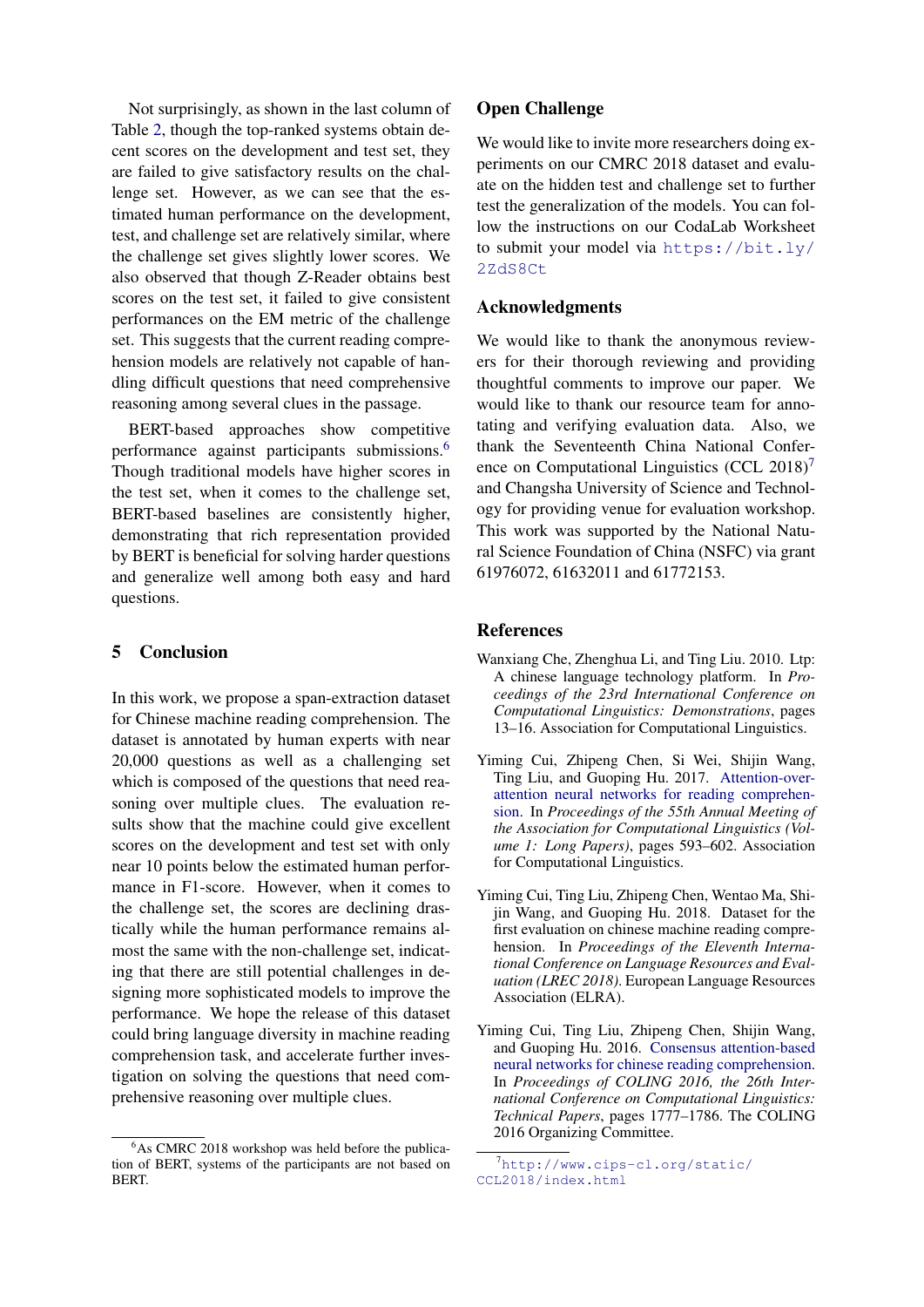Not surprisingly, as shown in the last column of Table 2, though the top-ranked systems obtain decent scores on the development and test set, they are failed to give satisfactory results on the challenge set. However, as we can see that the estimated human performance on the development, test, and challenge set are relatively similar, where the challenge set gives slightly lower scores. We also observed that though Z-Reader obtains best scores on the test set, it failed to give consistent performances on the EM metric of the challenge set. This suggests that the current reading comprehension models are relatively not capable of handling difficult questions that need comprehensive reasoning among several clues in the passage.

BERT-based approaches show competitive performance against participants submissions.[6] Though traditional models have higher scores in the test set, when it comes to the challenge set, BERT-based baselines are consistently higher, demonstrating that rich representation provided by BERT is beneficial for solving harder questions and generalize well among both easy and hard questions.

## 5 Conclusion

In this work, we propose a span-extraction dataset for Chinese machine reading comprehension. The dataset is annotated by human experts with near 20,000 questions as well as a challenging set which is composed of the questions that need reasoning over multiple clues. The evaluation results show that the machine could give excellent scores on the development and test set with only near 10 points below the estimated human performance in F1-score. However, when it comes to the challenge set, the scores are declining drastically while the human performance remains almost the same with the non-challenge set, indicating that there are still potential challenges in designing more sophisticated models to improve the performance. We hope the release of this dataset could bring language diversity in machine reading comprehension task, and accelerate further investigation on solving the questions that need comprehensive reasoning over multiple clues.

[6] As CMRC 2018 workshop was held before the publication of BERT, systems of the participants are not based on BERT.

## Open Challenge

We would like to invite more researchers doing experiments on our CMRC 2018 dataset and evaluate on the hidden test and challenge set to further test the generalization of the models. You can follow the instructions on our CodaLab Worksheet to submit your model via https://bit.ly/2ZdS8Ct

## Acknowledgments

We would like to thank the anonymous reviewers for their thorough reviewing and providing thoughtful comments to improve our paper. We would like to thank our resource team for annotating and verifying evaluation data. Also, we thank the Seventeenth China National Conference on Computational Linguistics (CCL 2018)[7] and Changsha University of Science and Technology for providing venue for evaluation workshop. This work was supported by the National Natural Science Foundation of China (NSFC) via grant 61976072, 61632011 and 61772153.

## References

Wanxiang Che, Zhenghua Li, and Ting Liu. 2010. Ltp: A chinese language technology platform. In *Proceedings of the 23rd International Conference on Computational Linguistics: Demonstrations*, pages 13–16. Association for Computational Linguistics.

Yiming Cui, Zhipeng Chen, Si Wei, Shijin Wang, Ting Liu, and Guoping Hu. 2017. Attention-over-attention neural networks for reading comprehension. In *Proceedings of the 55th Annual Meeting of the Association for Computational Linguistics (Volume 1: Long Papers)*, pages 593–602. Association for Computational Linguistics.

Yiming Cui, Ting Liu, Zhipeng Chen, Wentao Ma, Shijin Wang, and Guoping Hu. 2018. Dataset for the first evaluation on chinese machine reading comprehension. In *Proceedings of the Eleventh International Conference on Language Resources and Evaluation (LREC 2018)*. European Language Resources Association (ELRA).

Yiming Cui, Ting Liu, Zhipeng Chen, Shijin Wang, and Guoping Hu. 2016. Consensus attention-based neural networks for chinese reading comprehension. In *Proceedings of COLING 2016, the 26th International Conference on Computational Linguistics: Technical Papers*, pages 1777–1786. The COLING 2016 Organizing Committee.

[7] http://www.cips-cl.org/static/CCL2018/index.html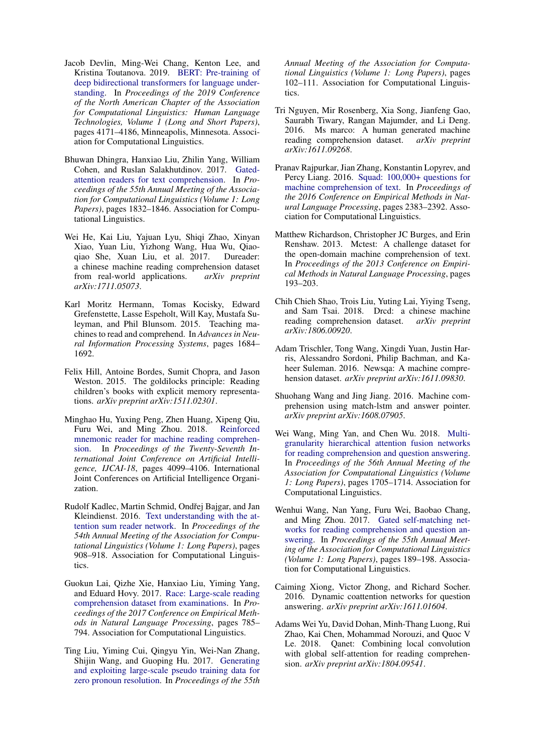Jacob Devlin, Ming-Wei Chang, Kenton Lee, and Kristina Toutanova. 2019. BERT: Pre-training of deep bidirectional transformers for language understanding. In *Proceedings of the 2019 Conference of the North American Chapter of the Association for Computational Linguistics: Human Language Technologies, Volume 1 (Long and Short Papers)*, pages 4171–4186, Minneapolis, Minnesota. Association for Computational Linguistics.

Bhuwan Dhingra, Hanxiao Liu, Zhilin Yang, William Cohen, and Ruslan Salakhutdinov. 2017. Gated-attention readers for text comprehension. In *Proceedings of the 55th Annual Meeting of the Association for Computational Linguistics (Volume 1: Long Papers)*, pages 1832–1846. Association for Computational Linguistics.

Wei He, Kai Liu, Yajuan Lyu, Shiqi Zhao, Xinyan Xiao, Yuan Liu, Yizhong Wang, Hua Wu, Qiaoqiao She, Xuan Liu, et al. 2017. Dureader: a chinese machine reading comprehension dataset from real-world applications. *arXiv preprint arXiv:1711.05073*.

Karl Moritz Hermann, Tomas Kocisky, Edward Grefenstette, Lasse Espeholt, Will Kay, Mustafa Suleyman, and Phil Blunsom. 2015. Teaching machines to read and comprehend. In *Advances in Neural Information Processing Systems*, pages 1684–1692.

Felix Hill, Antoine Bordes, Sumit Chopra, and Jason Weston. 2015. The goldilocks principle: Reading children's books with explicit memory representations. *arXiv preprint arXiv:1511.02301*.

Minghao Hu, Yuxing Peng, Zhen Huang, Xipeng Qiu, Furu Wei, and Ming Zhou. 2018. Reinforced mnemonic reader for machine reading comprehension. In *Proceedings of the Twenty-Seventh International Joint Conference on Artificial Intelligence, IJCAI-18*, pages 4099–4106. International Joint Conferences on Artificial Intelligence Organization.

Rudolf Kadlec, Martin Schmid, Ondřej Bajgar, and Jan Kleindienst. 2016. Text understanding with the attention sum reader network. In *Proceedings of the 54th Annual Meeting of the Association for Computational Linguistics (Volume 1: Long Papers)*, pages 908–918. Association for Computational Linguistics.

Guokun Lai, Qizhe Xie, Hanxiao Liu, Yiming Yang, and Eduard Hovy. 2017. Race: Large-scale reading comprehension dataset from examinations. In *Proceedings of the 2017 Conference on Empirical Methods in Natural Language Processing*, pages 785–794. Association for Computational Linguistics.

Ting Liu, Yiming Cui, Qingyu Yin, Wei-Nan Zhang, Shijin Wang, and Guoping Hu. 2017. Generating and exploiting large-scale pseudo training data for zero pronoun resolution. In *Proceedings of the 55th Annual Meeting of the Association for Computational Linguistics (Volume 1: Long Papers)*, pages 102–111. Association for Computational Linguistics.

Tri Nguyen, Mir Rosenberg, Xia Song, Jianfeng Gao, Saurabh Tiwary, Rangan Majumder, and Li Deng. 2016. Ms marco: A human generated machine reading comprehension dataset. *arXiv preprint arXiv:1611.09268*.

Pranav Rajpurkar, Jian Zhang, Konstantin Lopyrev, and Percy Liang. 2016. Squad: 100,000+ questions for machine comprehension of text. In *Proceedings of the 2016 Conference on Empirical Methods in Natural Language Processing*, pages 2383–2392. Association for Computational Linguistics.

Matthew Richardson, Christopher JC Burges, and Erin Renshaw. 2013. Mctest: A challenge dataset for the open-domain machine comprehension of text. In *Proceedings of the 2013 Conference on Empirical Methods in Natural Language Processing*, pages 193–203.

Chih Chieh Shao, Trois Liu, Yuting Lai, Yiying Tseng, and Sam Tsai. 2018. Drcd: a chinese machine reading comprehension dataset. *arXiv preprint arXiv:1806.00920*.

Adam Trischler, Tong Wang, Xingdi Yuan, Justin Harris, Alessandro Sordoni, Philip Bachman, and Kaheer Suleman. 2016. Newsqa: A machine comprehension dataset. *arXiv preprint arXiv:1611.09830*.

Shuohang Wang and Jing Jiang. 2016. Machine comprehension using match-lstm and answer pointer. *arXiv preprint arXiv:1608.07905*.

Wei Wang, Ming Yan, and Chen Wu. 2018. Multi-granularity hierarchical attention fusion networks for reading comprehension and question answering. In *Proceedings of the 56th Annual Meeting of the Association for Computational Linguistics (Volume 1: Long Papers)*, pages 1705–1714. Association for Computational Linguistics.

Wenhui Wang, Nan Yang, Furu Wei, Baobao Chang, and Ming Zhou. 2017. Gated self-matching networks for reading comprehension and question answering. In *Proceedings of the 55th Annual Meeting of the Association for Computational Linguistics (Volume 1: Long Papers)*, pages 189–198. Association for Computational Linguistics.

Caiming Xiong, Victor Zhong, and Richard Socher. 2016. Dynamic coattention networks for question answering. *arXiv preprint arXiv:1611.01604*.

Adams Wei Yu, David Dohan, Minh-Thang Luong, Rui Zhao, Kai Chen, Mohammad Norouzi, and Quoc V Le. 2018. Qanet: Combining local convolution with global self-attention for reading comprehension. *arXiv preprint arXiv:1804.09541*.